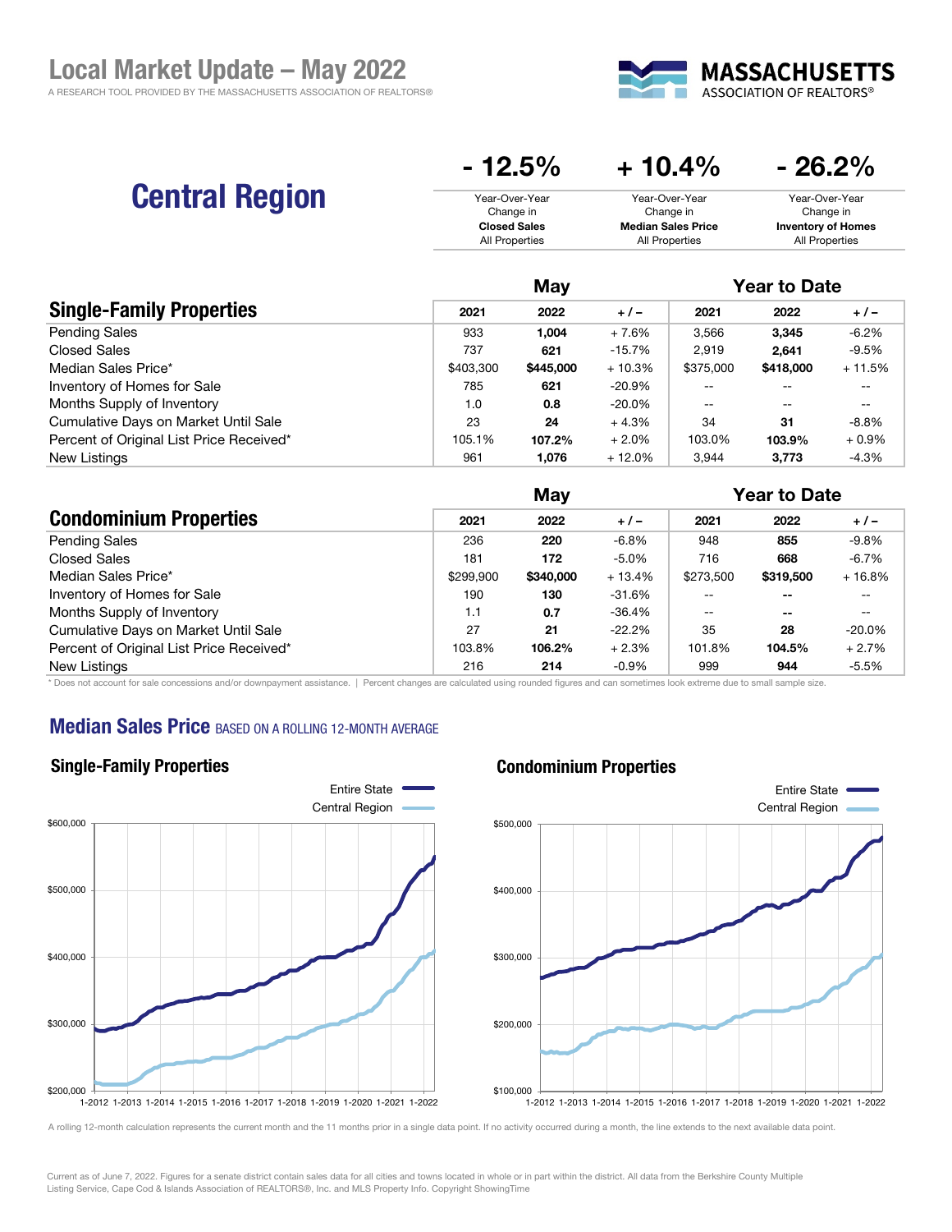# Local Market Update – May 2022

A RESEARCH TOOL PROVIDED BY THE MASSACHUSETTS ASSOCIATION OF REALTORS®

MASSACHUSETTS ASSOCIATION OF REALTORS®

## Central Region

| - 12.5% | + 10.4% | - 26.2% |
| --- | --- | --- |
| Year-Over-Year Change in **Closed Sales** All Properties | Year-Over-Year Change in **Median Sales Price** All Properties | Year-Over-Year Change in **Inventory of Homes** All Properties |

| Single-Family Properties | May | | | Year to Date | | |
| --- | --- | --- | --- | --- | --- | --- |
| | 2021 | 2022 | + / – | 2021 | 2022 | + / – |
| Pending Sales | 933 | **1,004** | + 7.6% | 3,566 | **3,345** | -6.2% |
| Closed Sales | 737 | **621** | -15.7% | 2,919 | **2,641** | -9.5% |
| Median Sales Price* | $403,300 | **$445,000** | + 10.3% | $375,000 | **$418,000** | + 11.5% |
| Inventory of Homes for Sale | 785 | **621** | -20.9% | -- | -- | -- |
| Months Supply of Inventory | 1.0 | **0.8** | -20.0% | -- | -- | -- |
| Cumulative Days on Market Until Sale | 23 | **24** | + 4.3% | 34 | **31** | -8.8% |
| Percent of Original List Price Received* | 105.1% | **107.2%** | + 2.0% | 103.0% | **103.9%** | + 0.9% |
| New Listings | 961 | **1,076** | + 12.0% | 3,944 | **3,773** | -4.3% |

| Condominium Properties | May | | | Year to Date | | |
| --- | --- | --- | --- | --- | --- | --- |
| | 2021 | 2022 | + / – | 2021 | 2022 | + / – |
| Pending Sales | 236 | **220** | -6.8% | 948 | **855** | -9.8% |
| Closed Sales | 181 | **172** | -5.0% | 716 | **668** | -6.7% |
| Median Sales Price* | $299,900 | **$340,000** | + 13.4% | $273,500 | **$319,500** | + 16.8% |
| Inventory of Homes for Sale | 190 | **130** | -31.6% | -- | -- | -- |
| Months Supply of Inventory | 1.1 | **0.7** | -36.4% | -- | -- | -- |
| Cumulative Days on Market Until Sale | 27 | **21** | -22.2% | 35 | **28** | -20.0% |
| Percent of Original List Price Received* | 103.8% | **106.2%** | + 2.3% | 101.8% | **104.5%** | + 2.7% |
| New Listings | 216 | **214** | -0.9% | 999 | **944** | -5.5% |

* Does not account for sale concessions and/or downpayment assistance. | Percent changes are calculated using rounded figures and can sometimes look extreme due to small sample size.

## Median Sales Price BASED ON A ROLLING 12-MONTH AVERAGE

### Single-Family Properties

Entire State / Central Region

### Condominium Properties

Entire State / Central Region

A rolling 12-month calculation represents the current month and the 11 months prior in a single data point. If no activity occurred during a month, the line extends to the next available data point.

Current as of June 7, 2022. Figures for a senate district contain sales data for all cities and towns located in whole or in part within the district. All data from the Berkshire County Multiple Listing Service, Cape Cod & Islands Association of REALTORS®, Inc. and MLS Property Info. Copyright ShowingTime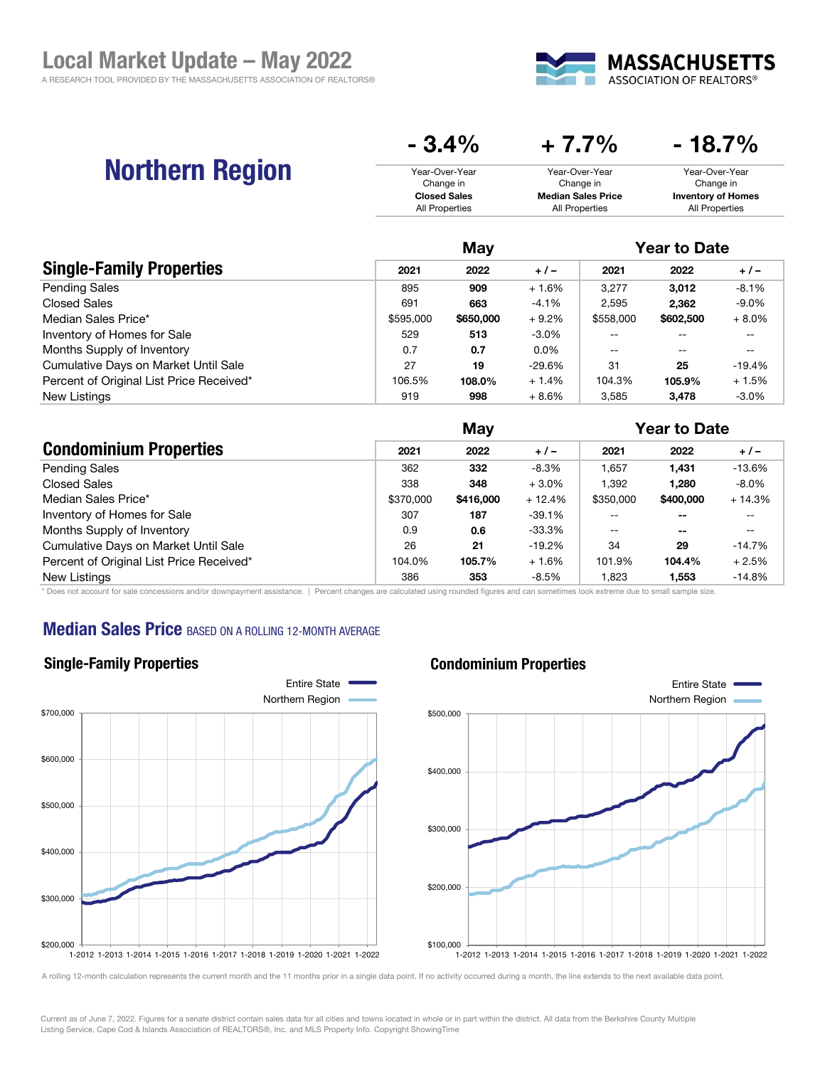# Local Market Update – May 2022

A RESEARCH TOOL PROVIDED BY THE MASSACHUSETTS ASSOCIATION OF REALTORS®

MASSACHUSETTS ASSOCIATION OF REALTORS®

## Northern Region

| - 3.4% | + 7.7% | - 18.7% |
|---|---|---|
| Year-Over-Year Change in **Closed Sales** All Properties | Year-Over-Year Change in **Median Sales Price** All Properties | Year-Over-Year Change in **Inventory of Homes** All Properties |

| Single-Family Properties | May | | | Year to Date | | |
|---|---|---|---|---|---|---|
| | 2021 | **2022** | + / – | 2021 | **2022** | + / – |
| Pending Sales | 895 | **909** | + 1.6% | 3,277 | **3,012** | -8.1% |
| Closed Sales | 691 | **663** | -4.1% | 2,595 | **2,362** | -9.0% |
| Median Sales Price* | $595,000 | **$650,000** | + 9.2% | $558,000 | **$602,500** | + 8.0% |
| Inventory of Homes for Sale | 529 | **513** | -3.0% | -- | -- | -- |
| Months Supply of Inventory | 0.7 | **0.7** | 0.0% | -- | -- | -- |
| Cumulative Days on Market Until Sale | 27 | **19** | -29.6% | 31 | **25** | -19.4% |
| Percent of Original List Price Received* | 106.5% | **108.0%** | + 1.4% | 104.3% | **105.9%** | + 1.5% |
| New Listings | 919 | **998** | + 8.6% | 3,585 | **3,478** | -3.0% |

| Condominium Properties | May | | | Year to Date | | |
|---|---|---|---|---|---|---|
| | 2021 | **2022** | + / – | 2021 | **2022** | + / – |
| Pending Sales | 362 | **332** | -8.3% | 1,657 | **1,431** | -13.6% |
| Closed Sales | 338 | **348** | + 3.0% | 1,392 | **1,280** | -8.0% |
| Median Sales Price* | $370,000 | **$416,000** | + 12.4% | $350,000 | **$400,000** | + 14.3% |
| Inventory of Homes for Sale | 307 | **187** | -39.1% | -- | **--** | -- |
| Months Supply of Inventory | 0.9 | **0.6** | -33.3% | -- | **--** | -- |
| Cumulative Days on Market Until Sale | 26 | **21** | -19.2% | 34 | **29** | -14.7% |
| Percent of Original List Price Received* | 104.0% | **105.7%** | + 1.6% | 101.9% | **104.4%** | + 2.5% |
| New Listings | 386 | **353** | -8.5% | 1,823 | **1,553** | -14.8% |

* Does not account for sale concessions and/or downpayment assistance. | Percent changes are calculated using rounded figures and can sometimes look extreme due to small sample size.

## Median Sales Price BASED ON A ROLLING 12-MONTH AVERAGE

### Single-Family Properties

Entire State / Northern Region

### Condominium Properties

Entire State / Northern Region

A rolling 12-month calculation represents the current month and the 11 months prior in a single data point. If no activity occurred during a month, the line extends to the next available data point.

Current as of June 7, 2022. Figures for a senate district contain sales data for all cities and towns located in whole or in part within the district. All data from the Berkshire County Multiple Listing Service, Cape Cod & Islands Association of REALTORS®, Inc. and MLS Property Info. Copyright ShowingTime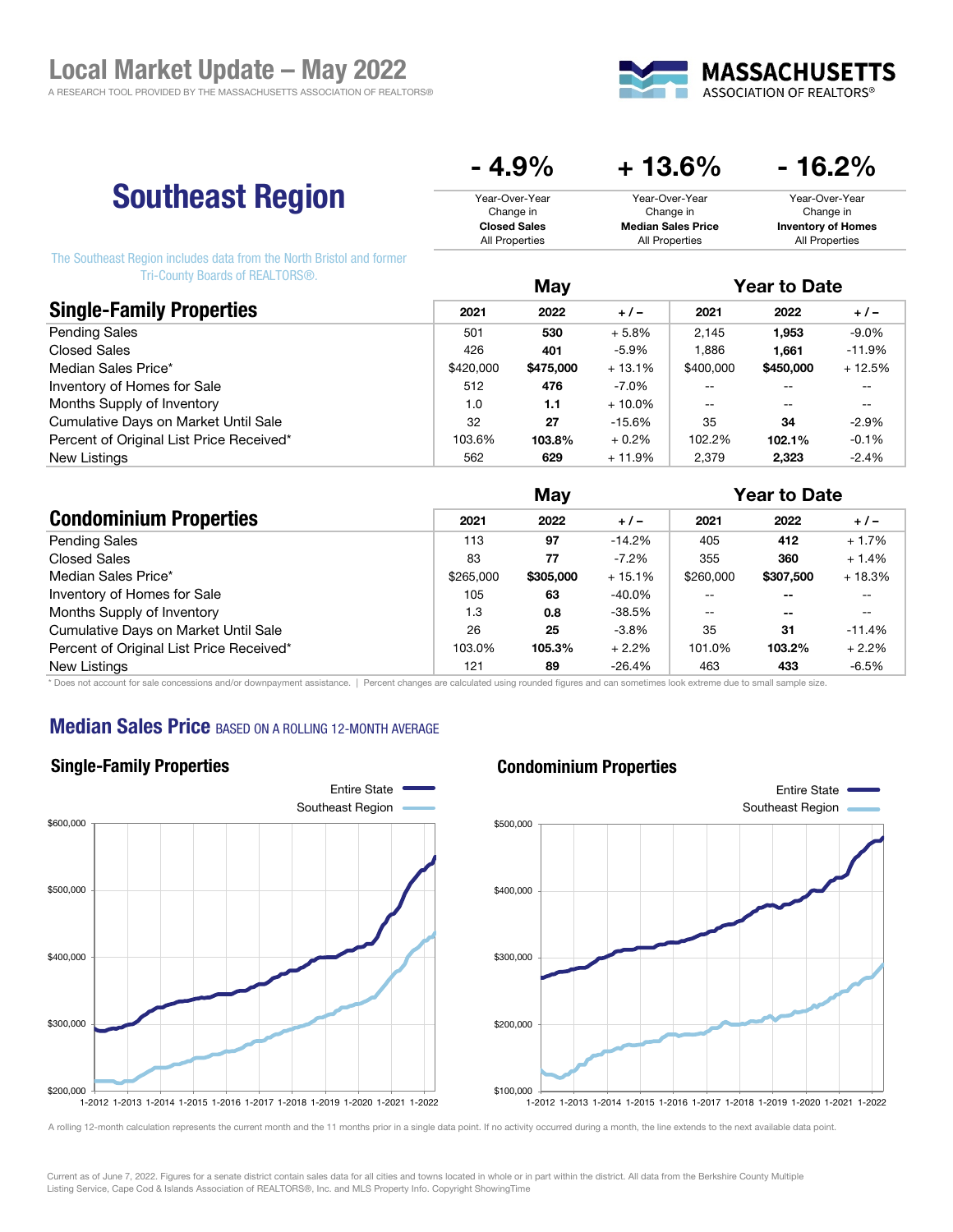# Local Market Update – May 2022

A RESEARCH TOOL PROVIDED BY THE MASSACHUSETTS ASSOCIATION OF REALTORS®

MASSACHUSETTS ASSOCIATION OF REALTORS®

## Southeast Region

The Southeast Region includes data from the North Bristol and former Tri-County Boards of REALTORS®.

| - 4.9% | + 13.6% | - 16.2% |
|---|---|---|
| Year-Over-Year Change in **Closed Sales** All Properties | Year-Over-Year Change in **Median Sales Price** All Properties | Year-Over-Year Change in **Inventory of Homes** All Properties |

| Single-Family Properties | May | | | Year to Date | | |
|---|---|---|---|---|---|---|
| | 2021 | 2022 | + / – | 2021 | 2022 | + / – |
| Pending Sales | 501 | **530** | + 5.8% | 2,145 | **1,953** | -9.0% |
| Closed Sales | 426 | **401** | -5.9% | 1,886 | **1,661** | -11.9% |
| Median Sales Price* | $420,000 | **$475,000** | + 13.1% | $400,000 | **$450,000** | + 12.5% |
| Inventory of Homes for Sale | 512 | **476** | -7.0% | -- | -- | -- |
| Months Supply of Inventory | 1.0 | **1.1** | + 10.0% | -- | -- | -- |
| Cumulative Days on Market Until Sale | 32 | **27** | -15.6% | 35 | **34** | -2.9% |
| Percent of Original List Price Received* | 103.6% | **103.8%** | + 0.2% | 102.2% | **102.1%** | -0.1% |
| New Listings | 562 | **629** | + 11.9% | 2,379 | **2,323** | -2.4% |

| Condominium Properties | May | | | Year to Date | | |
|---|---|---|---|---|---|---|
| | 2021 | 2022 | + / – | 2021 | 2022 | + / – |
| Pending Sales | 113 | **97** | -14.2% | 405 | **412** | + 1.7% |
| Closed Sales | 83 | **77** | -7.2% | 355 | **360** | + 1.4% |
| Median Sales Price* | $265,000 | **$305,000** | + 15.1% | $260,000 | **$307,500** | + 18.3% |
| Inventory of Homes for Sale | 105 | **63** | -40.0% | -- | -- | -- |
| Months Supply of Inventory | 1.3 | **0.8** | -38.5% | -- | -- | -- |
| Cumulative Days on Market Until Sale | 26 | **25** | -3.8% | 35 | **31** | -11.4% |
| Percent of Original List Price Received* | 103.0% | **105.3%** | + 2.2% | 101.0% | **103.2%** | + 2.2% |
| New Listings | 121 | **89** | -26.4% | 463 | **433** | -6.5% |

\* Does not account for sale concessions and/or downpayment assistance. | Percent changes are calculated using rounded figures and can sometimes look extreme due to small sample size.

## Median Sales Price BASED ON A ROLLING 12-MONTH AVERAGE

### Single-Family Properties

### Condominium Properties

A rolling 12-month calculation represents the current month and the 11 months prior in a single data point. If no activity occurred during a month, the line extends to the next available data point.

Current as of June 7, 2022. Figures for a senate district contain sales data for all cities and towns located in whole or in part within the district. All data from the Berkshire County Multiple Listing Service, Cape Cod & Islands Association of REALTORS®, Inc. and MLS Property Info. Copyright ShowingTime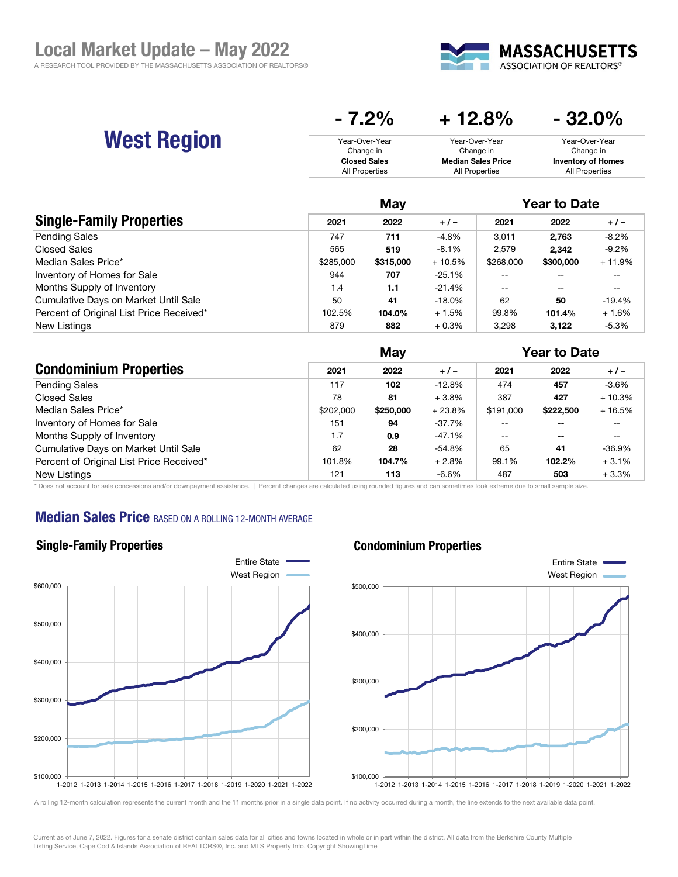# Local Market Update – May 2022

A RESEARCH TOOL PROVIDED BY THE MASSACHUSETTS ASSOCIATION OF REALTORS®

MASSACHUSETTS ASSOCIATION OF REALTORS®

## West Region

| - 7.2% | + 12.8% | - 32.0% |
|---|---|---|
| Year-Over-Year Change in **Closed Sales** All Properties | Year-Over-Year Change in **Median Sales Price** All Properties | Year-Over-Year Change in **Inventory of Homes** All Properties |

| Single-Family Properties | May | | | Year to Date | | |
|---|---|---|---|---|---|---|
| | 2021 | 2022 | + / – | 2021 | 2022 | + / – |
| Pending Sales | 747 | **711** | -4.8% | 3,011 | **2,763** | -8.2% |
| Closed Sales | 565 | **519** | -8.1% | 2,579 | **2,342** | -9.2% |
| Median Sales Price* | $285,000 | **$315,000** | + 10.5% | $268,000 | **$300,000** | + 11.9% |
| Inventory of Homes for Sale | 944 | **707** | -25.1% | -- | -- | -- |
| Months Supply of Inventory | 1.4 | **1.1** | -21.4% | -- | -- | -- |
| Cumulative Days on Market Until Sale | 50 | **41** | -18.0% | 62 | **50** | -19.4% |
| Percent of Original List Price Received* | 102.5% | **104.0%** | + 1.5% | 99.8% | **101.4%** | + 1.6% |
| New Listings | 879 | **882** | + 0.3% | 3,298 | **3,122** | -5.3% |

| Condominium Properties | May | | | Year to Date | | |
|---|---|---|---|---|---|---|
| | 2021 | 2022 | + / – | 2021 | 2022 | + / – |
| Pending Sales | 117 | **102** | -12.8% | 474 | **457** | -3.6% |
| Closed Sales | 78 | **81** | + 3.8% | 387 | **427** | + 10.3% |
| Median Sales Price* | $202,000 | **$250,000** | + 23.8% | $191,000 | **$222,500** | + 16.5% |
| Inventory of Homes for Sale | 151 | **94** | -37.7% | -- | **--** | -- |
| Months Supply of Inventory | 1.7 | **0.9** | -47.1% | -- | **--** | -- |
| Cumulative Days on Market Until Sale | 62 | **28** | -54.8% | 65 | **41** | -36.9% |
| Percent of Original List Price Received* | 101.8% | **104.7%** | + 2.8% | 99.1% | **102.2%** | + 3.1% |
| New Listings | 121 | **113** | -6.6% | 487 | **503** | + 3.3% |

\* Does not account for sale concessions and/or downpayment assistance. | Percent changes are calculated using rounded figures and can sometimes look extreme due to small sample size.

## Median Sales Price BASED ON A ROLLING 12-MONTH AVERAGE

### Single-Family Properties

Entire State
West Region

$600,000
$500,000
$400,000
$300,000
$200,000
$100,000

1-2012 1-2013 1-2014 1-2015 1-2016 1-2017 1-2018 1-2019 1-2020 1-2021 1-2022

### Condominium Properties

Entire State
West Region

$500,000
$400,000
$300,000
$200,000
$100,000

1-2012 1-2013 1-2014 1-2015 1-2016 1-2017 1-2018 1-2019 1-2020 1-2021 1-2022

A rolling 12-month calculation represents the current month and the 11 months prior in a single data point. If no activity occurred during a month, the line extends to the next available data point.

Current as of June 7, 2022. Figures for a senate district contain sales data for all cities and towns located in whole or in part within the district. All data from the Berkshire County Multiple Listing Service, Cape Cod & Islands Association of REALTORS®, Inc. and MLS Property Info. Copyright ShowingTime